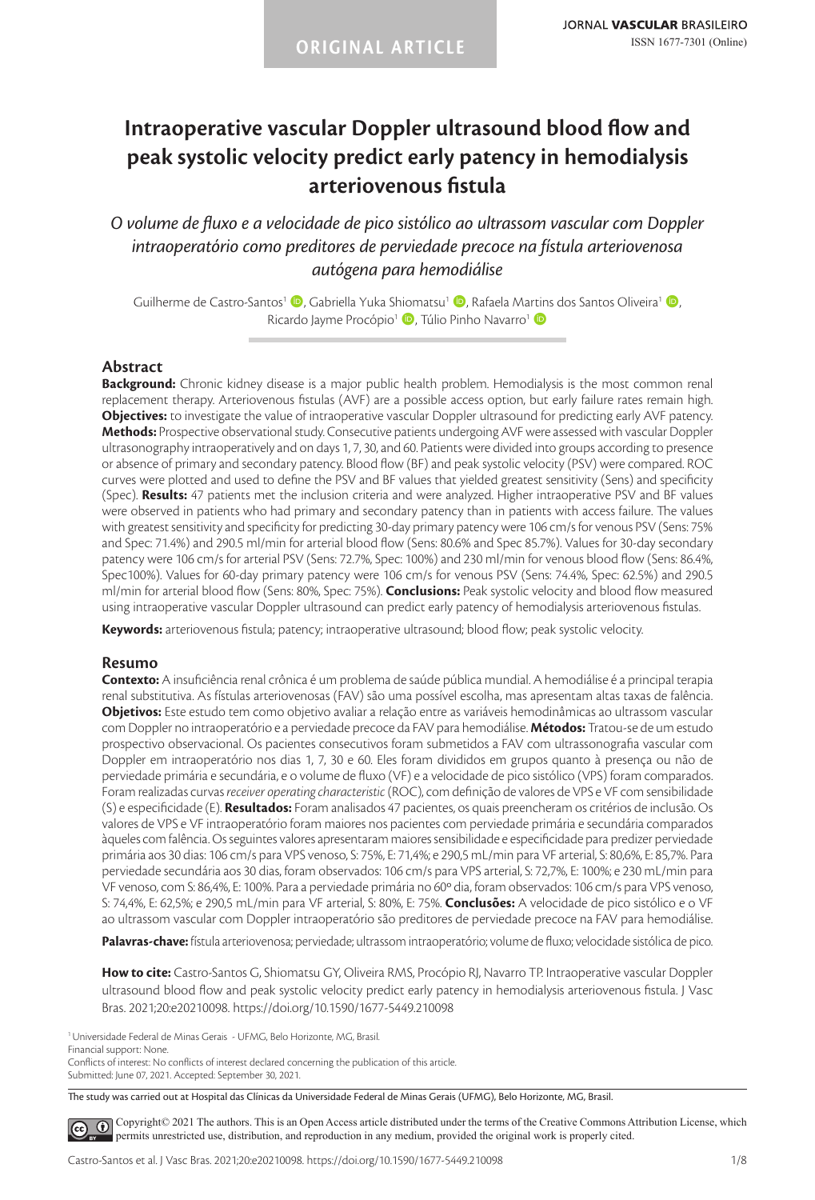ORIGINAL ARTICLE

JORNAL **VASCULAR** BRASILEIRO
ISSN 1677-7301 (Online)

# Intraoperative vascular Doppler ultrasound blood flow and peak systolic velocity predict early patency in hemodialysis arteriovenous fistula

*O volume de fluxo e a velocidade de pico sistólico ao ultrassom vascular com Doppler intraoperatório como preditores de perviedade precoce na fístula arteriovenosa autógena para hemodiálise*

Guilherme de Castro-Santos[1], Gabriella Yuka Shiomatsu[1], Rafaela Martins dos Santos Oliveira[1], Ricardo Jayme Procópio[1], Túlio Pinho Navarro[1]

## Abstract

**Background:** Chronic kidney disease is a major public health problem. Hemodialysis is the most common renal replacement therapy. Arteriovenous fistulas (AVF) are a possible access option, but early failure rates remain high. **Objectives:** to investigate the value of intraoperative vascular Doppler ultrasound for predicting early AVF patency. **Methods:** Prospective observational study. Consecutive patients undergoing AVF were assessed with vascular Doppler ultrasonography intraoperatively and on days 1, 7, 30, and 60. Patients were divided into groups according to presence or absence of primary and secondary patency. Blood flow (BF) and peak systolic velocity (PSV) were compared. ROC curves were plotted and used to define the PSV and BF values that yielded greatest sensitivity (Sens) and specificity (Spec). **Results:** 47 patients met the inclusion criteria and were analyzed. Higher intraoperative PSV and BF values were observed in patients who had primary and secondary patency than in patients with access failure. The values with greatest sensitivity and specificity for predicting 30-day primary patency were 106 cm/s for venous PSV (Sens: 75% and Spec: 71.4%) and 290.5 ml/min for arterial blood flow (Sens: 80.6% and Spec 85.7%). Values for 30-day secondary patency were 106 cm/s for arterial PSV (Sens: 72.7%, Spec: 100%) and 230 ml/min for venous blood flow (Sens: 86.4%, Spec100%). Values for 60-day primary patency were 106 cm/s for venous PSV (Sens: 74.4%, Spec: 62.5%) and 290.5 ml/min for arterial blood flow (Sens: 80%, Spec: 75%). **Conclusions:** Peak systolic velocity and blood flow measured using intraoperative vascular Doppler ultrasound can predict early patency of hemodialysis arteriovenous fistulas.

**Keywords:** arteriovenous fistula; patency; intraoperative ultrasound; blood flow; peak systolic velocity.

## Resumo

**Contexto:** A insuficiência renal crônica é um problema de saúde pública mundial. A hemodiálise é a principal terapia renal substitutiva. As fístulas arteriovenosas (FAV) são uma possível escolha, mas apresentam altas taxas de falência. **Objetivos:** Este estudo tem como objetivo avaliar a relação entre as variáveis hemodinâmicas ao ultrassom vascular com Doppler no intraoperatório e a perviedade precoce da FAV para hemodiálise. **Métodos:** Tratou-se de um estudo prospectivo observacional. Os pacientes consecutivos foram submetidos a FAV com ultrassonografia vascular com Doppler em intraoperatório nos dias 1, 7, 30 e 60. Eles foram divididos em grupos quanto à presença ou não de perviedade primária e secundária, e o volume de fluxo (VF) e a velocidade de pico sistólico (VPS) foram comparados. Foram realizadas curvas *receiver operating characteristic* (ROC), com definição de valores de VPS e VF com sensibilidade (S) e especificidade (E). **Resultados:** Foram analisados 47 pacientes, os quais preencheram os critérios de inclusão. Os valores de VPS e VF intraoperatório foram maiores nos pacientes com perviedade primária e secundária comparados àqueles com falência. Os seguintes valores apresentaram maiores sensibilidade e especificidade para predizer perviedade primária aos 30 dias: 106 cm/s para VPS venoso, S: 75%, E: 71,4%; e 290,5 mL/min para VF arterial, S: 80,6%, E: 85,7%. Para perviedade secundária aos 30 dias, foram observados: 106 cm/s para VPS arterial, S: 72,7%, E: 100%; e 230 mL/min para VF venoso, com S: 86,4%, E: 100%. Para a perviedade primária no 60º dia, foram observados: 106 cm/s para VPS venoso, S: 74,4%, E: 62,5%; e 290,5 mL/min para VF arterial, S: 80%, E: 75%. **Conclusões:** A velocidade de pico sistólico e o VF ao ultrassom vascular com Doppler intraoperatório são preditores de perviedade precoce na FAV para hemodiálise.

**Palavras-chave:** fístula arteriovenosa; perviedade; ultrassom intraoperatório; volume de fluxo; velocidade sistólica de pico.

**How to cite:** Castro-Santos G, Shiomatsu GY, Oliveira RMS, Procópio RJ, Navarro TP. Intraoperative vascular Doppler ultrasound blood flow and peak systolic velocity predict early patency in hemodialysis arteriovenous fistula. J Vasc Bras. 2021;20:e20210098. https://doi.org/10.1590/1677-5449.210098

[1] Universidade Federal de Minas Gerais - UFMG, Belo Horizonte, MG, Brasil.
Financial support: None.
Conflicts of interest: No conflicts of interest declared concerning the publication of this article.
Submitted: June 07, 2021. Accepted: September 30, 2021.

The study was carried out at Hospital das Clínicas da Universidade Federal de Minas Gerais (UFMG), Belo Horizonte, MG, Brasil.

Copyright© 2021 The authors. This is an Open Access article distributed under the terms of the Creative Commons Attribution License, which permits unrestricted use, distribution, and reproduction in any medium, provided the original work is properly cited.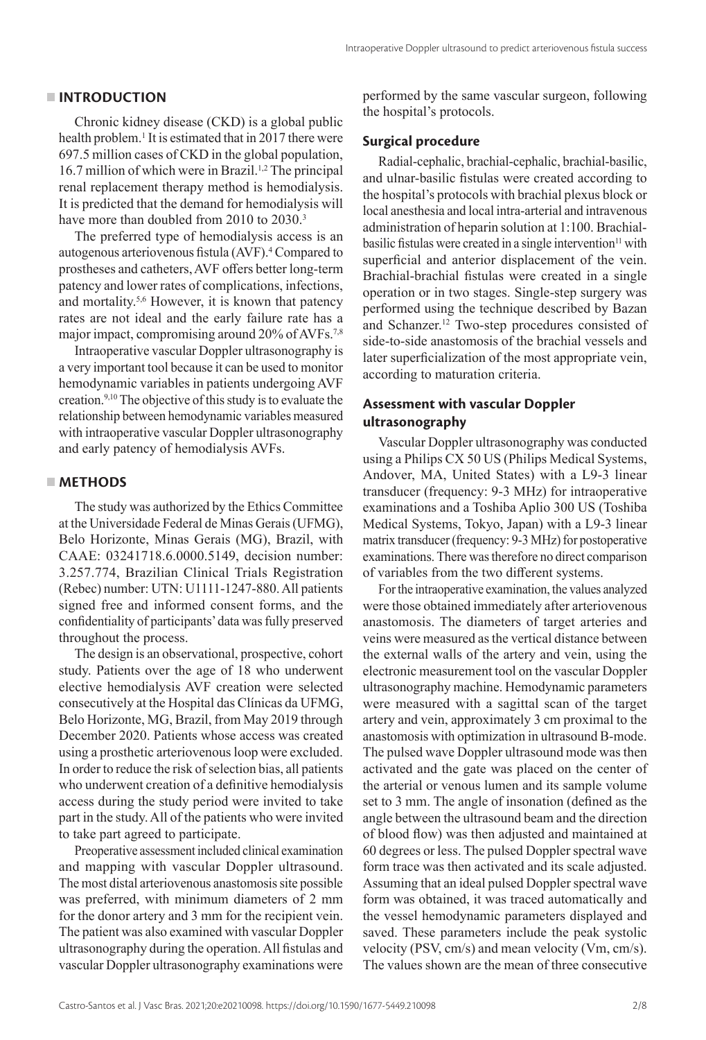## INTRODUCTION

Chronic kidney disease (CKD) is a global public health problem.[1] It is estimated that in 2017 there were 697.5 million cases of CKD in the global population, 16.7 million of which were in Brazil.[1,2] The principal renal replacement therapy method is hemodialysis. It is predicted that the demand for hemodialysis will have more than doubled from 2010 to 2030.[3]

The preferred type of hemodialysis access is an autogenous arteriovenous fistula (AVF).[4] Compared to prostheses and catheters, AVF offers better long-term patency and lower rates of complications, infections, and mortality.[5,6] However, it is known that patency rates are not ideal and the early failure rate has a major impact, compromising around 20% of AVFs.[7,8]

Intraoperative vascular Doppler ultrasonography is a very important tool because it can be used to monitor hemodynamic variables in patients undergoing AVF creation.[9,10] The objective of this study is to evaluate the relationship between hemodynamic variables measured with intraoperative vascular Doppler ultrasonography and early patency of hemodialysis AVFs.

## METHODS

The study was authorized by the Ethics Committee at the Universidade Federal de Minas Gerais (UFMG), Belo Horizonte, Minas Gerais (MG), Brazil, with CAAE: 03241718.6.0000.5149, decision number: 3.257.774, Brazilian Clinical Trials Registration (Rebec) number: UTN: U1111-1247-880. All patients signed free and informed consent forms, and the confidentiality of participants' data was fully preserved throughout the process.

The design is an observational, prospective, cohort study. Patients over the age of 18 who underwent elective hemodialysis AVF creation were selected consecutively at the Hospital das Clínicas da UFMG, Belo Horizonte, MG, Brazil, from May 2019 through December 2020. Patients whose access was created using a prosthetic arteriovenous loop were excluded. In order to reduce the risk of selection bias, all patients who underwent creation of a definitive hemodialysis access during the study period were invited to take part in the study. All of the patients who were invited to take part agreed to participate.

Preoperative assessment included clinical examination and mapping with vascular Doppler ultrasound. The most distal arteriovenous anastomosis site possible was preferred, with minimum diameters of 2 mm for the donor artery and 3 mm for the recipient vein. The patient was also examined with vascular Doppler ultrasonography during the operation. All fistulas and vascular Doppler ultrasonography examinations were performed by the same vascular surgeon, following the hospital's protocols.

### Surgical procedure

Radial-cephalic, brachial-cephalic, brachial-basilic, and ulnar-basilic fistulas were created according to the hospital's protocols with brachial plexus block or local anesthesia and local intra-arterial and intravenous administration of heparin solution at 1:100. Brachial-basilic fistulas were created in a single intervention[11] with superficial and anterior displacement of the vein. Brachial-brachial fistulas were created in a single operation or in two stages. Single-step surgery was performed using the technique described by Bazan and Schanzer.[12] Two-step procedures consisted of side-to-side anastomosis of the brachial vessels and later superficialization of the most appropriate vein, according to maturation criteria.

### Assessment with vascular Doppler ultrasonography

Vascular Doppler ultrasonography was conducted using a Philips CX 50 US (Philips Medical Systems, Andover, MA, United States) with a L9-3 linear transducer (frequency: 9-3 MHz) for intraoperative examinations and a Toshiba Aplio 300 US (Toshiba Medical Systems, Tokyo, Japan) with a L9-3 linear matrix transducer (frequency: 9-3 MHz) for postoperative examinations. There was therefore no direct comparison of variables from the two different systems.

For the intraoperative examination, the values analyzed were those obtained immediately after arteriovenous anastomosis. The diameters of target arteries and veins were measured as the vertical distance between the external walls of the artery and vein, using the electronic measurement tool on the vascular Doppler ultrasonography machine. Hemodynamic parameters were measured with a sagittal scan of the target artery and vein, approximately 3 cm proximal to the anastomosis with optimization in ultrasound B-mode. The pulsed wave Doppler ultrasound mode was then activated and the gate was placed on the center of the arterial or venous lumen and its sample volume set to 3 mm. The angle of insonation (defined as the angle between the ultrasound beam and the direction of blood flow) was then adjusted and maintained at 60 degrees or less. The pulsed Doppler spectral wave form trace was then activated and its scale adjusted. Assuming that an ideal pulsed Doppler spectral wave form was obtained, it was traced automatically and the vessel hemodynamic parameters displayed and saved. These parameters include the peak systolic velocity (PSV, cm/s) and mean velocity (Vm, cm/s). The values shown are the mean of three consecutive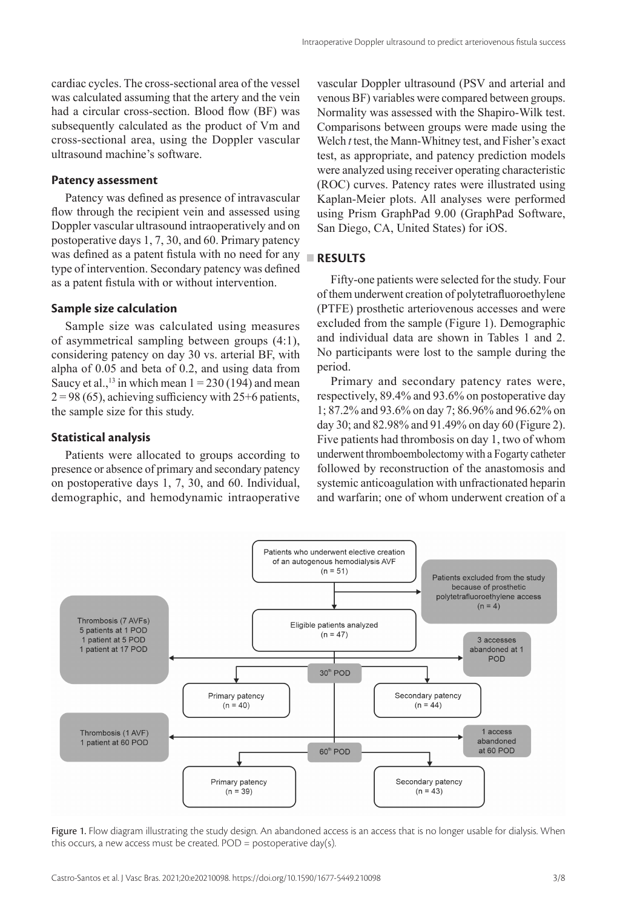cardiac cycles. The cross-sectional area of the vessel was calculated assuming that the artery and the vein had a circular cross-section. Blood flow (BF) was subsequently calculated as the product of Vm and cross-sectional area, using the Doppler vascular ultrasound machine's software.

### Patency assessment

Patency was defined as presence of intravascular flow through the recipient vein and assessed using Doppler vascular ultrasound intraoperatively and on postoperative days 1, 7, 30, and 60. Primary patency was defined as a patent fistula with no need for any type of intervention. Secondary patency was defined as a patent fistula with or without intervention.

### Sample size calculation

Sample size was calculated using measures of asymmetrical sampling between groups (4:1), considering patency on day 30 vs. arterial BF, with alpha of 0.05 and beta of 0.2, and using data from Saucy et al.,[13] in which mean 1 = 230 (194) and mean 2 = 98 (65), achieving sufficiency with 25+6 patients, the sample size for this study.

### Statistical analysis

Patients were allocated to groups according to presence or absence of primary and secondary patency on postoperative days 1, 7, 30, and 60. Individual, demographic, and hemodynamic intraoperative vascular Doppler ultrasound (PSV and arterial and venous BF) variables were compared between groups. Normality was assessed with the Shapiro-Wilk test. Comparisons between groups were made using the Welch *t* test, the Mann-Whitney test, and Fisher's exact test, as appropriate, and patency prediction models were analyzed using receiver operating characteristic (ROC) curves. Patency rates were illustrated using Kaplan-Meier plots. All analyses were performed using Prism GraphPad 9.00 (GraphPad Software, San Diego, CA, United States) for iOS.

## RESULTS

Fifty-one patients were selected for the study. Four of them underwent creation of polytetrafluoroethylene (PTFE) prosthetic arteriovenous accesses and were excluded from the sample (Figure 1). Demographic and individual data are shown in Tables 1 and 2. No participants were lost to the sample during the period.

Primary and secondary patency rates were, respectively, 89.4% and 93.6% on postoperative day 1; 87.2% and 93.6% on day 7; 86.96% and 96.62% on day 30; and 82.98% and 91.49% on day 60 (Figure 2). Five patients had thrombosis on day 1, two of whom underwent thromboembolectomy with a Fogarty catheter followed by reconstruction of the anastomosis and systemic anticoagulation with unfractionated heparin and warfarin; one of whom underwent creation of a

Figure 1. Flow diagram illustrating the study design. An abandoned access is an access that is no longer usable for dialysis. When this occurs, a new access must be created. POD = postoperative day(s).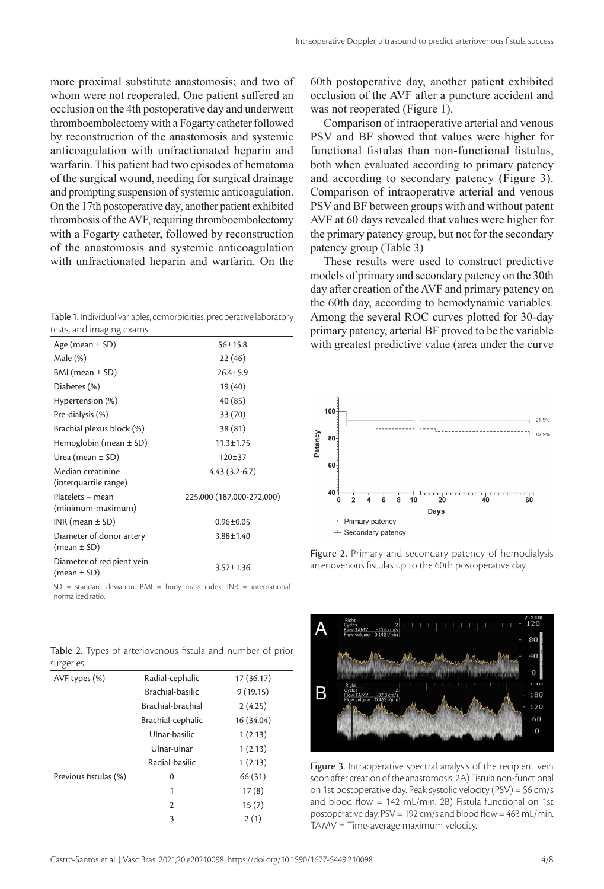more proximal substitute anastomosis; and two of whom were not reoperated. One patient suffered an occlusion on the 4th postoperative day and underwent thromboembolectomy with a Fogarty catheter followed by reconstruction of the anastomosis and systemic anticoagulation with unfractionated heparin and warfarin. This patient had two episodes of hematoma of the surgical wound, needing for surgical drainage and prompting suspension of systemic anticoagulation. On the 17th postoperative day, another patient exhibited thrombosis of the AVF, requiring thromboembolectomy with a Fogarty catheter, followed by reconstruction of the anastomosis and systemic anticoagulation with unfractionated heparin and warfarin. On the 60th postoperative day, another patient exhibited occlusion of the AVF after a puncture accident and was not reoperated (Figure 1).

Comparison of intraoperative arterial and venous PSV and BF showed that values were higher for functional fistulas than non-functional fistulas, both when evaluated according to primary patency and according to secondary patency (Figure 3). Comparison of intraoperative arterial and venous PSV and BF between groups with and without patent AVF at 60 days revealed that values were higher for the primary patency group, but not for the secondary patency group (Table 3)

These results were used to construct predictive models of primary and secondary patency on the 30th day after creation of the AVF and primary patency on the 60th day, according to hemodynamic variables. Among the several ROC curves plotted for 30-day primary patency, arterial BF proved to be the variable with greatest predictive value (area under the curve

Table 1. Individual variables, comorbidities, preoperative laboratory tests, and imaging exams.

| | |
|---|---|
| Age (mean ± SD) | 56±15.8 |
| Male (%) | 22 (46) |
| BMI (mean ± SD) | 26.4±5.9 |
| Diabetes (%) | 19 (40) |
| Hypertension (%) | 40 (85) |
| Pre-dialysis (%) | 33 (70) |
| Brachial plexus block (%) | 38 (81) |
| Hemoglobin (mean ± SD) | 11.3±1.75 |
| Urea (mean ± SD) | 120±37 |
| Median creatinine (interquartile range) | 4.43 (3.2-6.7) |
| Platelets – mean (minimum-maximum) | 225,000 (187,000-272,000) |
| INR (mean ± SD) | 0.96±0.05 |
| Diameter of donor artery (mean ± SD) | 3.88±1.40 |
| Diameter of recipient vein (mean ± SD) | 3.57±1.36 |

SD = standard deviation; BMI = body mass index; INR = international normalized ratio.

Table 2. Types of arteriovenous fistula and number of prior surgeries.

| | | |
|---|---|---|
| AVF types (%) | Radial-cephalic | 17 (36.17) |
| | Brachial-basilic | 9 (19.15) |
| | Brachial-brachial | 2 (4.25) |
| | Brachial-cephalic | 16 (34.04) |
| | Ulnar-basilic | 1 (2.13) |
| | Ulnar-ulnar | 1 (2.13) |
| | Radial-basilic | 1 (2.13) |
| Previous fistulas (%) | 0 | 66 (31) |
| | 1 | 17 (8) |
| | 2 | 15 (7) |
| | 3 | 2 (1) |

Figure 2. Primary and secondary patency of hemodialysis arteriovenous fistulas up to the 60th postoperative day.

Figure 3. Intraoperative spectral analysis of the recipient vein soon after creation of the anastomosis. 2A) Fistula non-functional on 1st postoperative day. Peak systolic velocity (PSV) = 56 cm/s and blood flow = 142 mL/min. 2B) Fistula functional on 1st postoperative day. PSV = 192 cm/s and blood flow = 463 mL/min. TAMV = Time-average maximum velocity.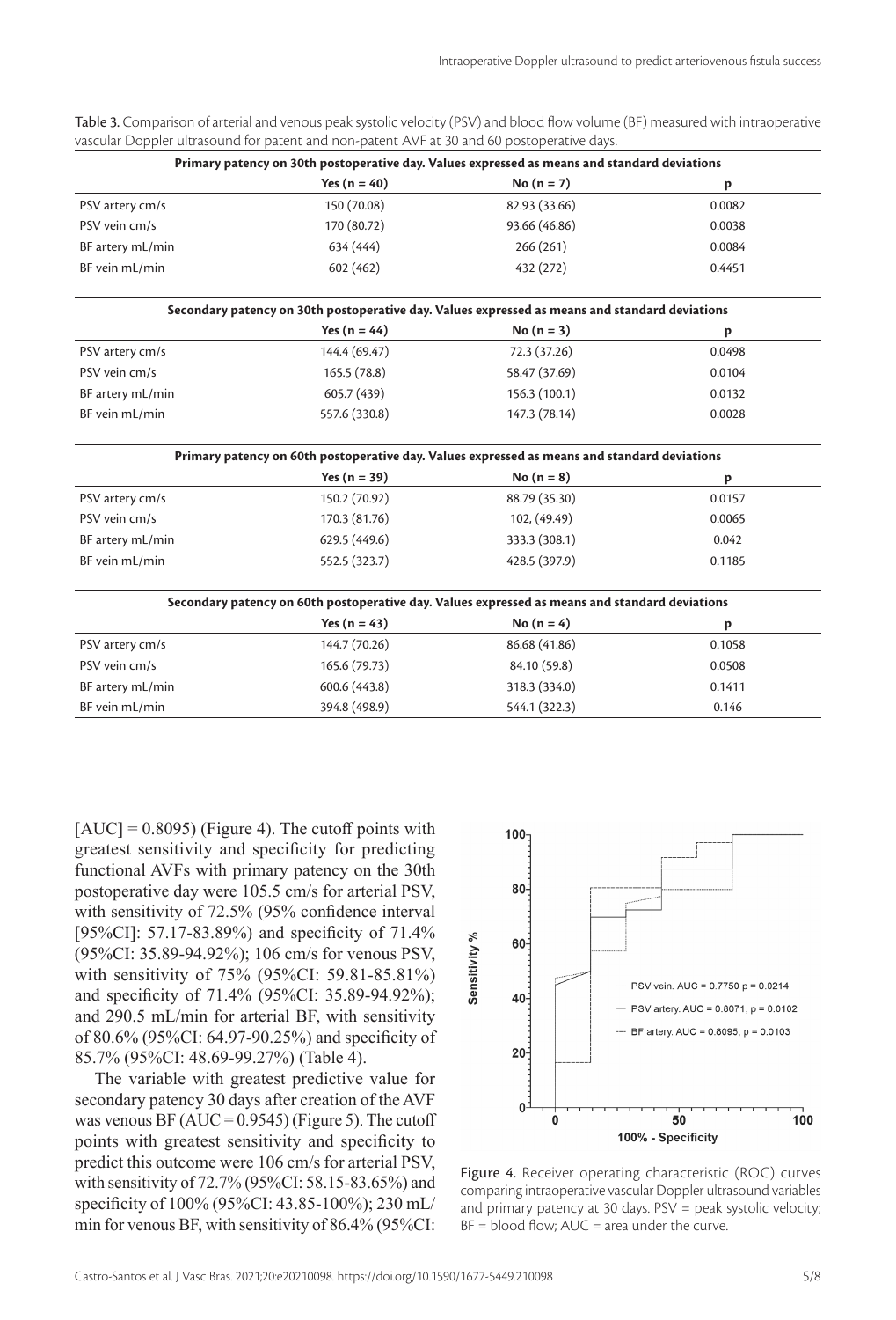Table 3. Comparison of arterial and venous peak systolic velocity (PSV) and blood flow volume (BF) measured with intraoperative vascular Doppler ultrasound for patent and non-patent AVF at 30 and 60 postoperative days.

| Primary patency on 30th postoperative day. Values expressed as means and standard deviations | | | |
|---|---|---|---|
| | Yes (n = 40) | No (n = 7) | p |
| PSV artery cm/s | 150 (70.08) | 82.93 (33.66) | 0.0082 |
| PSV vein cm/s | 170 (80.72) | 93.66 (46.86) | 0.0038 |
| BF artery mL/min | 634 (444) | 266 (261) | 0.0084 |
| BF vein mL/min | 602 (462) | 432 (272) | 0.4451 |

| Secondary patency on 30th postoperative day. Values expressed as means and standard deviations | | | |
|---|---|---|---|
| | Yes (n = 44) | No (n = 3) | p |
| PSV artery cm/s | 144.4 (69.47) | 72.3 (37.26) | 0.0498 |
| PSV vein cm/s | 165.5 (78.8) | 58.47 (37.69) | 0.0104 |
| BF artery mL/min | 605.7 (439) | 156.3 (100.1) | 0.0132 |
| BF vein mL/min | 557.6 (330.8) | 147.3 (78.14) | 0.0028 |

| Primary patency on 60th postoperative day. Values expressed as means and standard deviations | | | |
|---|---|---|---|
| | Yes (n = 39) | No (n = 8) | p |
| PSV artery cm/s | 150.2 (70.92) | 88.79 (35.30) | 0.0157 |
| PSV vein cm/s | 170.3 (81.76) | 102, (49.49) | 0.0065 |
| BF artery mL/min | 629.5 (449.6) | 333.3 (308.1) | 0.042 |
| BF vein mL/min | 552.5 (323.7) | 428.5 (397.9) | 0.1185 |

| Secondary patency on 60th postoperative day. Values expressed as means and standard deviations | | | |
|---|---|---|---|
| | Yes (n = 43) | No (n = 4) | p |
| PSV artery cm/s | 144.7 (70.26) | 86.68 (41.86) | 0.1058 |
| PSV vein cm/s | 165.6 (79.73) | 84.10 (59.8) | 0.0508 |
| BF artery mL/min | 600.6 (443.8) | 318.3 (334.0) | 0.1411 |
| BF vein mL/min | 394.8 (498.9) | 544.1 (322.3) | 0.146 |

[AUC] = 0.8095) (Figure 4). The cutoff points with greatest sensitivity and specificity for predicting functional AVFs with primary patency on the 30th postoperative day were 105.5 cm/s for arterial PSV, with sensitivity of 72.5% (95% confidence interval [95%CI]: 57.17-83.89%) and specificity of 71.4% (95%CI: 35.89-94.92%); 106 cm/s for venous PSV, with sensitivity of 75% (95%CI: 59.81-85.81%) and specificity of 71.4% (95%CI: 35.89-94.92%); and 290.5 mL/min for arterial BF, with sensitivity of 80.6% (95%CI: 64.97-90.25%) and specificity of 85.7% (95%CI: 48.69-99.27%) (Table 4).

The variable with greatest predictive value for secondary patency 30 days after creation of the AVF was venous BF (AUC = 0.9545) (Figure 5). The cutoff points with greatest sensitivity and specificity to predict this outcome were 106 cm/s for arterial PSV, with sensitivity of 72.7% (95%CI: 58.15-83.65%) and specificity of 100% (95%CI: 43.85-100%); 230 mL/min for venous BF, with sensitivity of 86.4% (95%CI:

Figure 4. Receiver operating characteristic (ROC) curves comparing intraoperative vascular Doppler ultrasound variables and primary patency at 30 days. PSV = peak systolic velocity; BF = blood flow; AUC = area under the curve.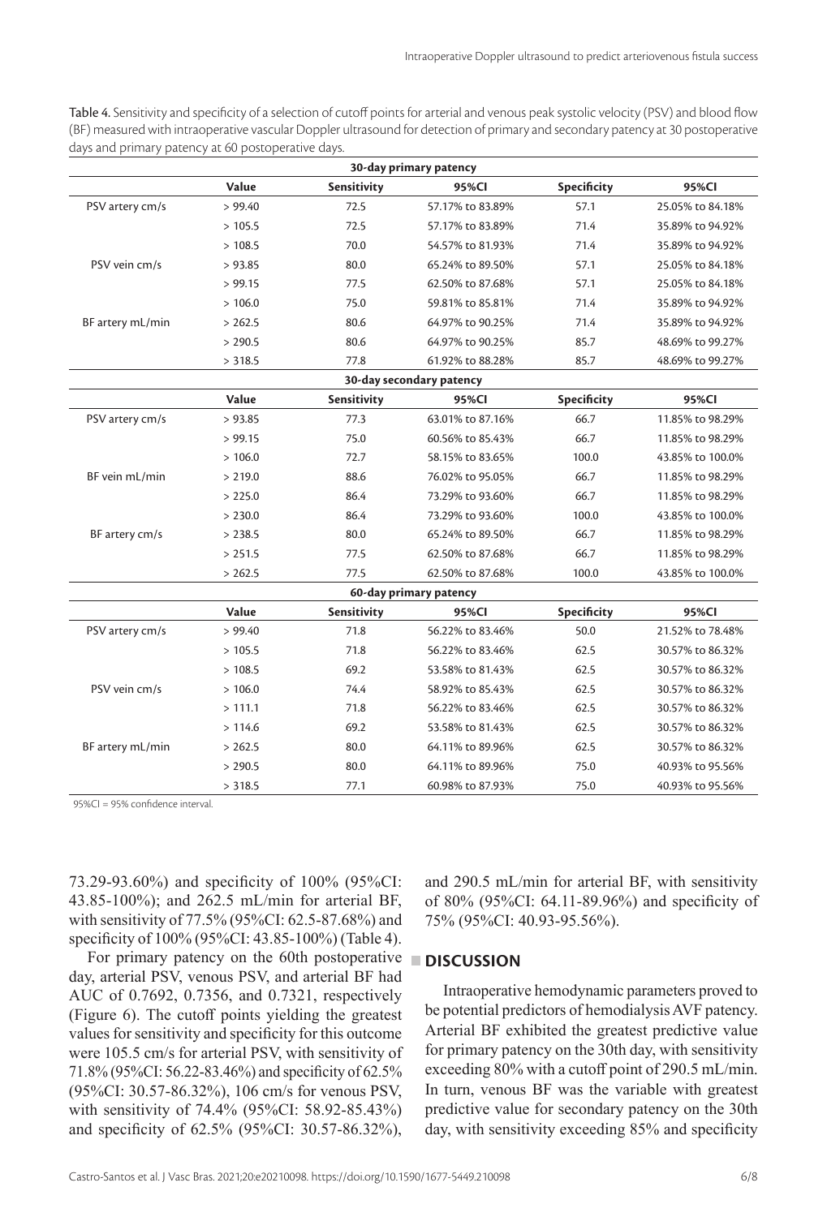Table 4. Sensitivity and specificity of a selection of cutoff points for arterial and venous peak systolic velocity (PSV) and blood flow (BF) measured with intraoperative vascular Doppler ultrasound for detection of primary and secondary patency at 30 postoperative days and primary patency at 60 postoperative days.

| **30-day primary patency** | | | | | |
|---|---|---|---|---|---|
| | **Value** | **Sensitivity** | **95%CI** | **Specificity** | **95%CI** |
| PSV artery cm/s | > 99.40 | 72.5 | 57.17% to 83.89% | 57.1 | 25.05% to 84.18% |
| | > 105.5 | 72.5 | 57.17% to 83.89% | 71.4 | 35.89% to 94.92% |
| | > 108.5 | 70.0 | 54.57% to 81.93% | 71.4 | 35.89% to 94.92% |
| PSV vein cm/s | > 93.85 | 80.0 | 65.24% to 89.50% | 57.1 | 25.05% to 84.18% |
| | > 99.15 | 77.5 | 62.50% to 87.68% | 57.1 | 25.05% to 84.18% |
| | > 106.0 | 75.0 | 59.81% to 85.81% | 71.4 | 35.89% to 94.92% |
| BF artery mL/min | > 262.5 | 80.6 | 64.97% to 90.25% | 71.4 | 35.89% to 94.92% |
| | > 290.5 | 80.6 | 64.97% to 90.25% | 85.7 | 48.69% to 99.27% |
| | > 318.5 | 77.8 | 61.92% to 88.28% | 85.7 | 48.69% to 99.27% |
| **30-day secondary patency** | | | | | |
| | **Value** | **Sensitivity** | **95%CI** | **Specificity** | **95%CI** |
| PSV artery cm/s | > 93.85 | 77.3 | 63.01% to 87.16% | 66.7 | 11.85% to 98.29% |
| | > 99.15 | 75.0 | 60.56% to 85.43% | 66.7 | 11.85% to 98.29% |
| | > 106.0 | 72.7 | 58.15% to 83.65% | 100.0 | 43.85% to 100.0% |
| BF vein mL/min | > 219.0 | 88.6 | 76.02% to 95.05% | 66.7 | 11.85% to 98.29% |
| | > 225.0 | 86.4 | 73.29% to 93.60% | 66.7 | 11.85% to 98.29% |
| | > 230.0 | 86.4 | 73.29% to 93.60% | 100.0 | 43.85% to 100.0% |
| BF artery cm/s | > 238.5 | 80.0 | 65.24% to 89.50% | 66.7 | 11.85% to 98.29% |
| | > 251.5 | 77.5 | 62.50% to 87.68% | 66.7 | 11.85% to 98.29% |
| | > 262.5 | 77.5 | 62.50% to 87.68% | 100.0 | 43.85% to 100.0% |
| **60-day primary patency** | | | | | |
| | **Value** | **Sensitivity** | **95%CI** | **Specificity** | **95%CI** |
| PSV artery cm/s | > 99.40 | 71.8 | 56.22% to 83.46% | 50.0 | 21.52% to 78.48% |
| | > 105.5 | 71.8 | 56.22% to 83.46% | 62.5 | 30.57% to 86.32% |
| | > 108.5 | 69.2 | 53.58% to 81.43% | 62.5 | 30.57% to 86.32% |
| PSV vein cm/s | > 106.0 | 74.4 | 58.92% to 85.43% | 62.5 | 30.57% to 86.32% |
| | > 111.1 | 71.8 | 56.22% to 83.46% | 62.5 | 30.57% to 86.32% |
| | > 114.6 | 69.2 | 53.58% to 81.43% | 62.5 | 30.57% to 86.32% |
| BF artery mL/min | > 262.5 | 80.0 | 64.11% to 89.96% | 62.5 | 30.57% to 86.32% |
| | > 290.5 | 80.0 | 64.11% to 89.96% | 75.0 | 40.93% to 95.56% |
| | > 318.5 | 77.1 | 60.98% to 87.93% | 75.0 | 40.93% to 95.56% |

95%CI = 95% confidence interval.

73.29-93.60%) and specificity of 100% (95%CI: 43.85-100%); and 262.5 mL/min for arterial BF, with sensitivity of 77.5% (95%CI: 62.5-87.68%) and specificity of 100% (95%CI: 43.85-100%) (Table 4).

For primary patency on the 60th postoperative day, arterial PSV, venous PSV, and arterial BF had AUC of 0.7692, 0.7356, and 0.7321, respectively (Figure 6). The cutoff points yielding the greatest values for sensitivity and specificity for this outcome were 105.5 cm/s for arterial PSV, with sensitivity of 71.8% (95%CI: 56.22-83.46%) and specificity of 62.5% (95%CI: 30.57-86.32%), 106 cm/s for venous PSV, with sensitivity of 74.4% (95%CI: 58.92-85.43%) and specificity of 62.5% (95%CI: 30.57-86.32%), and 290.5 mL/min for arterial BF, with sensitivity of 80% (95%CI: 64.11-89.96%) and specificity of 75% (95%CI: 40.93-95.56%).

## DISCUSSION

Intraoperative hemodynamic parameters proved to be potential predictors of hemodialysis AVF patency. Arterial BF exhibited the greatest predictive value for primary patency on the 30th day, with sensitivity exceeding 80% with a cutoff point of 290.5 mL/min. In turn, venous BF was the variable with greatest predictive value for secondary patency on the 30th day, with sensitivity exceeding 85% and specificity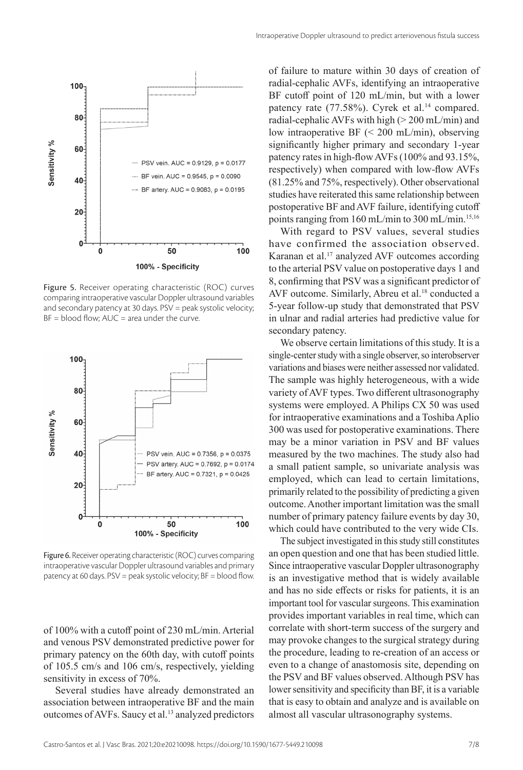Figure 5. Receiver operating characteristic (ROC) curves comparing intraoperative vascular Doppler ultrasound variables and secondary patency at 30 days. PSV = peak systolic velocity; BF = blood flow; AUC = area under the curve.

Figure 6. Receiver operating characteristic (ROC) curves comparing intraoperative vascular Doppler ultrasound variables and primary patency at 60 days. PSV = peak systolic velocity; BF = blood flow.

of 100% with a cutoff point of 230 mL/min. Arterial and venous PSV demonstrated predictive power for primary patency on the 60th day, with cutoff points of 105.5 cm/s and 106 cm/s, respectively, yielding sensitivity in excess of 70%.

Several studies have already demonstrated an association between intraoperative BF and the main outcomes of AVFs. Saucy et al.[13] analyzed predictors of failure to mature within 30 days of creation of radial-cephalic AVFs, identifying an intraoperative BF cutoff point of 120 mL/min, but with a lower patency rate (77.58%). Cyrek et al.[14] compared. radial-cephalic AVFs with high (> 200 mL/min) and low intraoperative BF (< 200 mL/min), observing significantly higher primary and secondary 1-year patency rates in high-flow AVFs (100% and 93.15%, respectively) when compared with low-flow AVFs (81.25% and 75%, respectively). Other observational studies have reiterated this same relationship between postoperative BF and AVF failure, identifying cutoff points ranging from 160 mL/min to 300 mL/min.[15,16]

With regard to PSV values, several studies have confirmed the association observed. Karanan et al.[17] analyzed AVF outcomes according to the arterial PSV value on postoperative days 1 and 8, confirming that PSV was a significant predictor of AVF outcome. Similarly, Abreu et al.[18] conducted a 5-year follow-up study that demonstrated that PSV in ulnar and radial arteries had predictive value for secondary patency.

We observe certain limitations of this study. It is a single-center study with a single observer, so interobserver variations and biases were neither assessed nor validated. The sample was highly heterogeneous, with a wide variety of AVF types. Two different ultrasonography systems were employed. A Philips CX 50 was used for intraoperative examinations and a Toshiba Aplio 300 was used for postoperative examinations. There may be a minor variation in PSV and BF values measured by the two machines. The study also had a small patient sample, so univariate analysis was employed, which can lead to certain limitations, primarily related to the possibility of predicting a given outcome. Another important limitation was the small number of primary patency failure events by day 30, which could have contributed to the very wide CIs.

The subject investigated in this study still constitutes an open question and one that has been studied little. Since intraoperative vascular Doppler ultrasonography is an investigative method that is widely available and has no side effects or risks for patients, it is an important tool for vascular surgeons. This examination provides important variables in real time, which can correlate with short-term success of the surgery and may provoke changes to the surgical strategy during the procedure, leading to re-creation of an access or even to a change of anastomosis site, depending on the PSV and BF values observed. Although PSV has lower sensitivity and specificity than BF, it is a variable that is easy to obtain and analyze and is available on almost all vascular ultrasonography systems.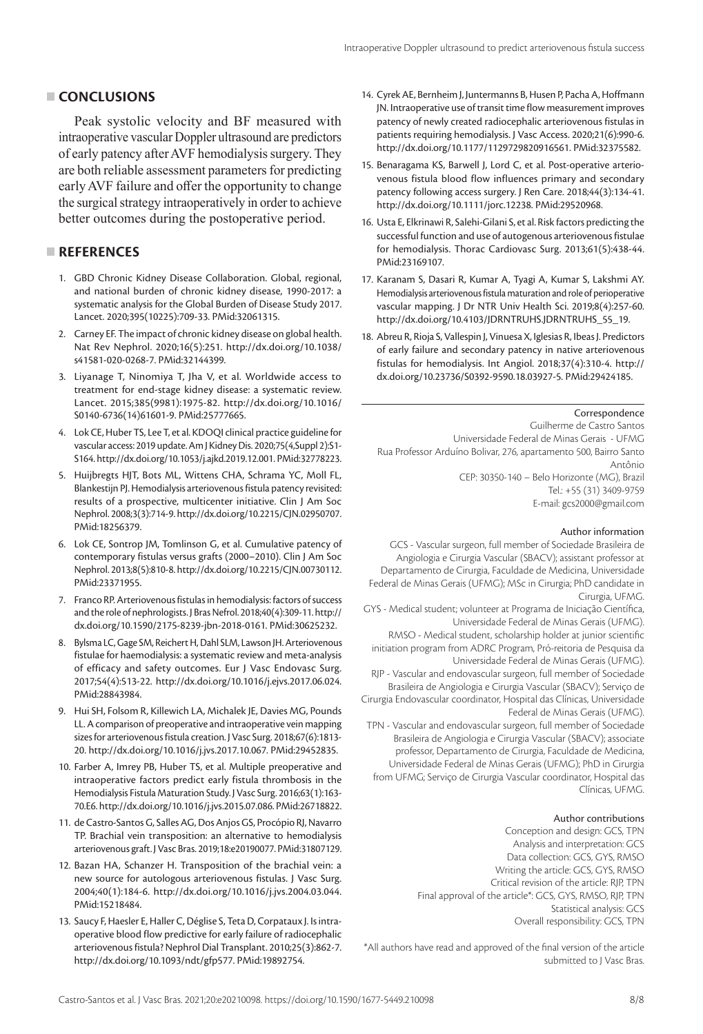## CONCLUSIONS

Peak systolic velocity and BF measured with intraoperative vascular Doppler ultrasound are predictors of early patency after AVF hemodialysis surgery. They are both reliable assessment parameters for predicting early AVF failure and offer the opportunity to change the surgical strategy intraoperatively in order to achieve better outcomes during the postoperative period.

## REFERENCES

1. GBD Chronic Kidney Disease Collaboration. Global, regional, and national burden of chronic kidney disease, 1990-2017: a systematic analysis for the Global Burden of Disease Study 2017. Lancet. 2020;395(10225):709-33. PMid:32061315.
2. Carney EF. The impact of chronic kidney disease on global health. Nat Rev Nephrol. 2020;16(5):251. http://dx.doi.org/10.1038/s41581-020-0268-7. PMid:32144399.
3. Liyanage T, Ninomiya T, Jha V, et al. Worldwide access to treatment for end-stage kidney disease: a systematic review. Lancet. 2015;385(9981):1975-82. http://dx.doi.org/10.1016/S0140-6736(14)61601-9. PMid:25777665.
4. Lok CE, Huber TS, Lee T, et al. KDOQI clinical practice guideline for vascular access: 2019 update. Am J Kidney Dis. 2020;75(4,Suppl 2):S1-S164. http://dx.doi.org/10.1053/j.ajkd.2019.12.001. PMid:32778223.
5. Huijbregts HJT, Bots ML, Wittens CHA, Schrama YC, Moll FL, Blankestijn PJ. Hemodialysis arteriovenous fistula patency revisited: results of a prospective, multicenter initiative. Clin J Am Soc Nephrol. 2008;3(3):714-9. http://dx.doi.org/10.2215/CJN.02950707. PMid:18256379.
6. Lok CE, Sontrop JM, Tomlinson G, et al. Cumulative patency of contemporary fistulas versus grafts (2000–2010). Clin J Am Soc Nephrol. 2013;8(5):810-8. http://dx.doi.org/10.2215/CJN.00730112. PMid:23371955.
7. Franco RP. Arteriovenous fistulas in hemodialysis: factors of success and the role of nephrologists. J Bras Nefrol. 2018;40(4):309-11. http://dx.doi.org/10.1590/2175-8239-jbn-2018-0161. PMid:30625232.
8. Bylsma LC, Gage SM, Reichert H, Dahl SLM, Lawson JH. Arteriovenous fistulae for haemodialysis: a systematic review and meta-analysis of efficacy and safety outcomes. Eur J Vasc Endovasc Surg. 2017;54(4):513-22. http://dx.doi.org/10.1016/j.ejvs.2017.06.024. PMid:28843984.
9. Hui SH, Folsom R, Killewich LA, Michalek JE, Davies MG, Pounds LL. A comparison of preoperative and intraoperative vein mapping sizes for arteriovenous fistula creation. J Vasc Surg. 2018;67(6):1813-20. http://dx.doi.org/10.1016/j.jvs.2017.10.067. PMid:29452835.
10. Farber A, Imrey PB, Huber TS, et al. Multiple preoperative and intraoperative factors predict early fistula thrombosis in the Hemodialysis Fistula Maturation Study. J Vasc Surg. 2016;63(1):163-70.E6. http://dx.doi.org/10.1016/j.jvs.2015.07.086. PMid:26718822.
11. de Castro-Santos G, Salles AG, Dos Anjos GS, Procópio RJ, Navarro TP. Brachial vein transposition: an alternative to hemodialysis arteriovenous graft. J Vasc Bras. 2019;18:e20190077. PMid:31807129.
12. Bazan HA, Schanzer H. Transposition of the brachial vein: a new source for autologous arteriovenous fistulas. J Vasc Surg. 2004;40(1):184-6. http://dx.doi.org/10.1016/j.jvs.2004.03.044. PMid:15218484.
13. Saucy F, Haesler E, Haller C, Déglise S, Teta D, Corpataux J. Is intra-operative blood flow predictive for early failure of radiocephalic arteriovenous fistula? Nephrol Dial Transplant. 2010;25(3):862-7. http://dx.doi.org/10.1093/ndt/gfp577. PMid:19892754.
14. Cyrek AE, Bernheim J, Juntermanns B, Husen P, Pacha A, Hoffmann JN. Intraoperative use of transit time flow measurement improves patency of newly created radiocephalic arteriovenous fistulas in patients requiring hemodialysis. J Vasc Access. 2020;21(6):990-6. http://dx.doi.org/10.1177/1129729820916561. PMid:32375582.
15. Benaragama KS, Barwell J, Lord C, et al. Post-operative arteriovenous fistula blood flow influences primary and secondary patency following access surgery. J Ren Care. 2018;44(3):134-41. http://dx.doi.org/10.1111/jorc.12238. PMid:29520968.
16. Usta E, Elkrinawi R, Salehi-Gilani S, et al. Risk factors predicting the successful function and use of autogenous arteriovenous fistulae for hemodialysis. Thorac Cardiovasc Surg. 2013;61(5):438-44. PMid:23169107.
17. Karanam S, Dasari R, Kumar A, Tyagi A, Kumar S, Lakshmi AY. Hemodialysis arteriovenous fistula maturation and role of perioperative vascular mapping. J Dr NTR Univ Health Sci. 2019;8(4):257-60. http://dx.doi.org/10.4103/JDRNTRUHS.JDRNTRUHS_55_19.
18. Abreu R, Rioja S, Vallespin J, Vinuesa X, Iglesias R, Ibeas J. Predictors of early failure and secondary patency in native arteriovenous fistulas for hemodialysis. Int Angiol. 2018;37(4):310-4. http://dx.doi.org/10.23736/S0392-9590.18.03927-5. PMid:29424185.

**Correspondence**
Guilherme de Castro Santos
Universidade Federal de Minas Gerais - UFMG
Rua Professor Arduíno Bolivar, 276, apartamento 500, Bairro Santo Antônio
CEP: 30350-140 – Belo Horizonte (MG), Brazil
Tel.: +55 (31) 3409-9759
E-mail: gcs2000@gmail.com

**Author information**
GCS - Vascular surgeon, full member of Sociedade Brasileira de Angiologia e Cirurgia Vascular (SBACV); assistant professor at Departamento de Cirurgia, Faculdade de Medicina, Universidade Federal de Minas Gerais (UFMG); MSc in Cirurgia; PhD candidate in Cirurgia, UFMG.
GYS - Medical student; volunteer at Programa de Iniciação Científica, Universidade Federal de Minas Gerais (UFMG).
RMSO - Medical student, scholarship holder at junior scientific initiation program from ADRC Program, Pró-reitoria de Pesquisa da Universidade Federal de Minas Gerais (UFMG).
RJP - Vascular and endovascular surgeon, full member of Sociedade Brasileira de Angiologia e Cirurgia Vascular (SBACV); Serviço de Cirurgia Endovascular coordinator, Hospital das Clínicas, Universidade Federal de Minas Gerais (UFMG).
TPN - Vascular and endovascular surgeon, full member of Sociedade Brasileira de Angiologia e Cirurgia Vascular (SBACV); associate professor, Departamento de Cirurgia, Faculdade de Medicina, Universidade Federal de Minas Gerais (UFMG); PhD in Cirurgia from UFMG; Serviço de Cirurgia Vascular coordinator, Hospital das Clínicas, UFMG.

**Author contributions**
Conception and design: GCS, TPN
Analysis and interpretation: GCS
Data collection: GCS, GYS, RMSO
Writing the article: GCS, GYS, RMSO
Critical revision of the article: RJP, TPN
Final approval of the article*: GCS, GYS, RMSO, RJP, TPN
Statistical analysis: GCS
Overall responsibility: GCS, TPN

*All authors have read and approved of the final version of the article submitted to J Vasc Bras.